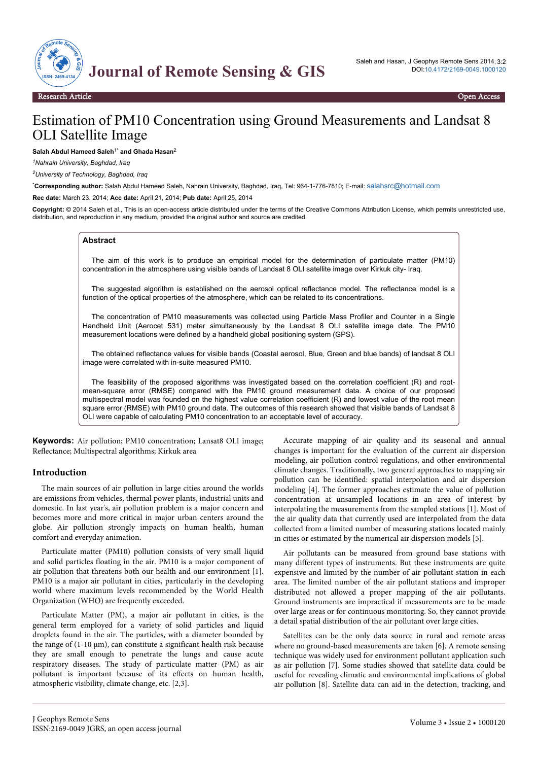# Estimation of PM10 Concentration using Ground Measurements and Landsat 8 OLI Satellite Image

**Salah Abdul Hameed Saleh**[1*] **and Ghada Hasan**[2]

[1] *Nahrain University, Baghdad, Iraq*

[2] *University of Technology, Baghdad, Iraq*

[*] **Corresponding author:** Salah Abdul Hameed Saleh, Nahrain University, Baghdad, Iraq, Tel: 964-1-776-7810; E-mail: salahsrc@hotmail.com

**Rec date:** March 23, 2014; **Acc date:** April 21, 2014; **Pub date:** April 25, 2014

**Copyright:** © 2014 Saleh et al., This is an open-access article distributed under the terms of the Creative Commons Attribution License, which permits unrestricted use, distribution, and reproduction in any medium, provided the original author and source are credited.

## Abstract

The aim of this work is to produce an empirical model for the determination of particulate matter (PM10) concentration in the atmosphere using visible bands of Landsat 8 OLI satellite image over Kirkuk city- Iraq.

The suggested algorithm is established on the aerosol optical reflectance model. The reflectance model is a function of the optical properties of the atmosphere, which can be related to its concentrations.

The concentration of PM10 measurements was collected using Particle Mass Profiler and Counter in a Single Handheld Unit (Aerocet 531) meter simultaneously by the Landsat 8 OLI satellite image date. The PM10 measurement locations were defined by a handheld global positioning system (GPS).

The obtained reflectance values for visible bands (Coastal aerosol, Blue, Green and blue bands) of landsat 8 OLI image were correlated with in-suite measured PM10.

The feasibility of the proposed algorithms was investigated based on the correlation coefficient (R) and root-mean-square error (RMSE) compared with the PM10 ground measurement data. A choice of our proposed multispectral model was founded on the highest value correlation coefficient (R) and lowest value of the root mean square error (RMSE) with PM10 ground data. The outcomes of this research showed that visible bands of Landsat 8 OLI were capable of calculating PM10 concentration to an acceptable level of accuracy.

**Keywords:** Air pollution; PM10 concentration; Lansat8 OLI image; Reflectance; Multispectral algorithms; Kirkuk area

## Introduction

The main sources of air pollution in large cities around the worlds are emissions from vehicles, thermal power plants, industrial units and domestic. In last year's, air pollution problem is a major concern and becomes more and more critical in major urban centers around the globe. Air pollution strongly impacts on human health, human comfort and everyday animation.

Particulate matter (PM10) pollution consists of very small liquid and solid particles floating in the air. PM10 is a major component of air pollution that threatens both our health and our environment [1]. PM10 is a major air pollutant in cities, particularly in the developing world where maximum levels recommended by the World Health Organization (WHO) are frequently exceeded.

Particulate Matter (PM), a major air pollutant in cities, is the general term employed for a variety of solid particles and liquid droplets found in the air. The particles, with a diameter bounded by the range of (1-10 μm), can constitute a significant health risk because they are small enough to penetrate the lungs and cause acute respiratory diseases. The study of particulate matter (PM) as air pollutant is important because of its effects on human health, atmospheric visibility, climate change, etc. [2,3].

Accurate mapping of air quality and its seasonal and annual changes is important for the evaluation of the current air dispersion modeling, air pollution control regulations, and other environmental climate changes. Traditionally, two general approaches to mapping air pollution can be identified: spatial interpolation and air dispersion modeling [4]. The former approaches estimate the value of pollution concentration at unsampled locations in an area of interest by interpolating the measurements from the sampled stations [1]. Most of the air quality data that currently used are interpolated from the data collected from a limited number of measuring stations located mainly in cities or estimated by the numerical air dispersion models [5].

Air pollutants can be measured from ground base stations with many different types of instruments. But these instruments are quite expensive and limited by the number of air pollutant station in each area. The limited number of the air pollutant stations and improper distributed not allowed a proper mapping of the air pollutants. Ground instruments are impractical if measurements are to be made over large areas or for continuous monitoring. So, they cannot provide a detail spatial distribution of the air pollutant over large cities.

Satellites can be the only data source in rural and remote areas where no ground-based measurements are taken [6]. A remote sensing technique was widely used for environment pollutant application such as air pollution [7]. Some studies showed that satellite data could be useful for revealing climatic and environmental implications of global air pollution [8]. Satellite data can aid in the detection, tracking, and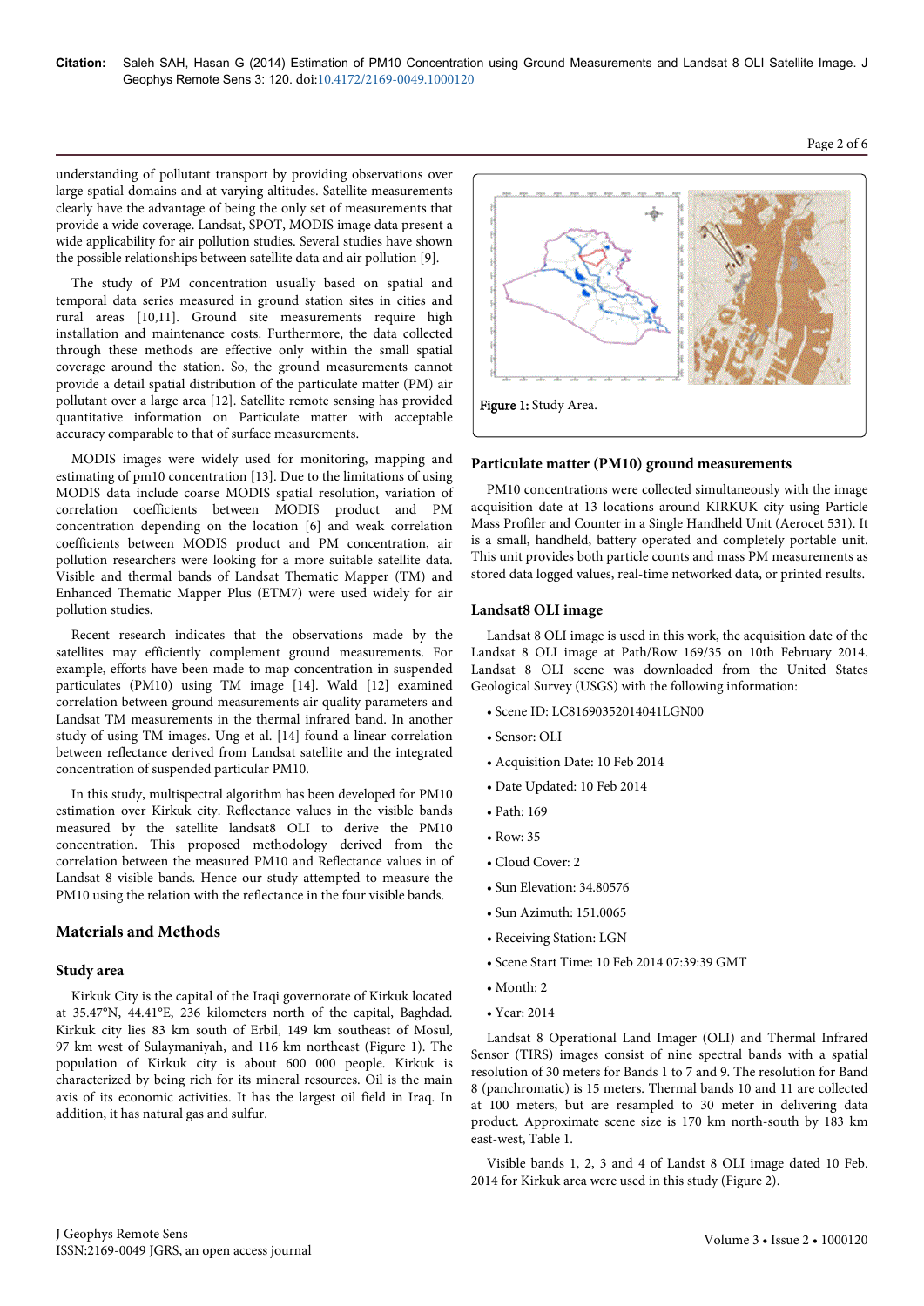understanding of pollutant transport by providing observations over large spatial domains and at varying altitudes. Satellite measurements clearly have the advantage of being the only set of measurements that provide a wide coverage. Landsat, SPOT, MODIS image data present a wide applicability for air pollution studies. Several studies have shown the possible relationships between satellite data and air pollution [9].

The study of PM concentration usually based on spatial and temporal data series measured in ground station sites in cities and rural areas [10,11]. Ground site measurements require high installation and maintenance costs. Furthermore, the data collected through these methods are effective only within the small spatial coverage around the station. So, the ground measurements cannot provide a detail spatial distribution of the particulate matter (PM) air pollutant over a large area [12]. Satellite remote sensing has provided quantitative information on Particulate matter with acceptable accuracy comparable to that of surface measurements.

MODIS images were widely used for monitoring, mapping and estimating of pm10 concentration [13]. Due to the limitations of using MODIS data include coarse MODIS spatial resolution, variation of correlation coefficients between MODIS product and PM concentration depending on the location [6] and weak correlation coefficients between MODIS product and PM concentration, air pollution researchers were looking for a more suitable satellite data. Visible and thermal bands of Landsat Thematic Mapper (TM) and Enhanced Thematic Mapper Plus (ETM7) were used widely for air pollution studies.

Recent research indicates that the observations made by the satellites may efficiently complement ground measurements. For example, efforts have been made to map concentration in suspended particulates (PM10) using TM image [14]. Wald [12] examined correlation between ground measurements air quality parameters and Landsat TM measurements in the thermal infrared band. In another study of using TM images. Ung et al. [14] found a linear correlation between reflectance derived from Landsat satellite and the integrated concentration of suspended particular PM10.

In this study, multispectral algorithm has been developed for PM10 estimation over Kirkuk city. Reflectance values in the visible bands measured by the satellite landsat8 OLI to derive the PM10 concentration. This proposed methodology derived from the correlation between the measured PM10 and Reflectance values in of Landsat 8 visible bands. Hence our study attempted to measure the PM10 using the relation with the reflectance in the four visible bands.

## Materials and Methods

### Study area

Kirkuk City is the capital of the Iraqi governorate of Kirkuk located at 35.47°N, 44.41°E, 236 kilometers north of the capital, Baghdad. Kirkuk city lies 83 km south of Erbil, 149 km southeast of Mosul, 97 km west of Sulaymaniyah, and 116 km northeast (Figure 1). The population of Kirkuk city is about 600 000 people. Kirkuk is characterized by being rich for its mineral resources. Oil is the main axis of its economic activities. It has the largest oil field in Iraq. In addition, it has natural gas and sulfur.

Figure 1: Study Area.

### Particulate matter (PM10) ground measurements

PM10 concentrations were collected simultaneously with the image acquisition date at 13 locations around KIRKUK city using Particle Mass Profiler and Counter in a Single Handheld Unit (Aerocet 531). It is a small, handheld, battery operated and completely portable unit. This unit provides both particle counts and mass PM measurements as stored data logged values, real-time networked data, or printed results.

### Landsat8 OLI image

Landsat 8 OLI image is used in this work, the acquisition date of the Landsat 8 OLI image at Path/Row 169/35 on 10th February 2014. Landsat 8 OLI scene was downloaded from the United States Geological Survey (USGS) with the following information:

- Scene ID: LC81690352014041LGN00
- Sensor: OLI
- Acquisition Date: 10 Feb 2014
- Date Updated: 10 Feb 2014
- Path: 169
- Row: 35
- Cloud Cover: 2
- Sun Elevation: 34.80576
- Sun Azimuth: 151.0065
- Receiving Station: LGN
- Scene Start Time: 10 Feb 2014 07:39:39 GMT
- Month: 2
- Year: 2014

Landsat 8 Operational Land Imager (OLI) and Thermal Infrared Sensor (TIRS) images consist of nine spectral bands with a spatial resolution of 30 meters for Bands 1 to 7 and 9. The resolution for Band 8 (panchromatic) is 15 meters. Thermal bands 10 and 11 are collected at 100 meters, but are resampled to 30 meter in delivering data product. Approximate scene size is 170 km north-south by 183 km east-west, Table 1.

Visible bands 1, 2, 3 and 4 of Landst 8 OLI image dated 10 Feb. 2014 for Kirkuk area were used in this study (Figure 2).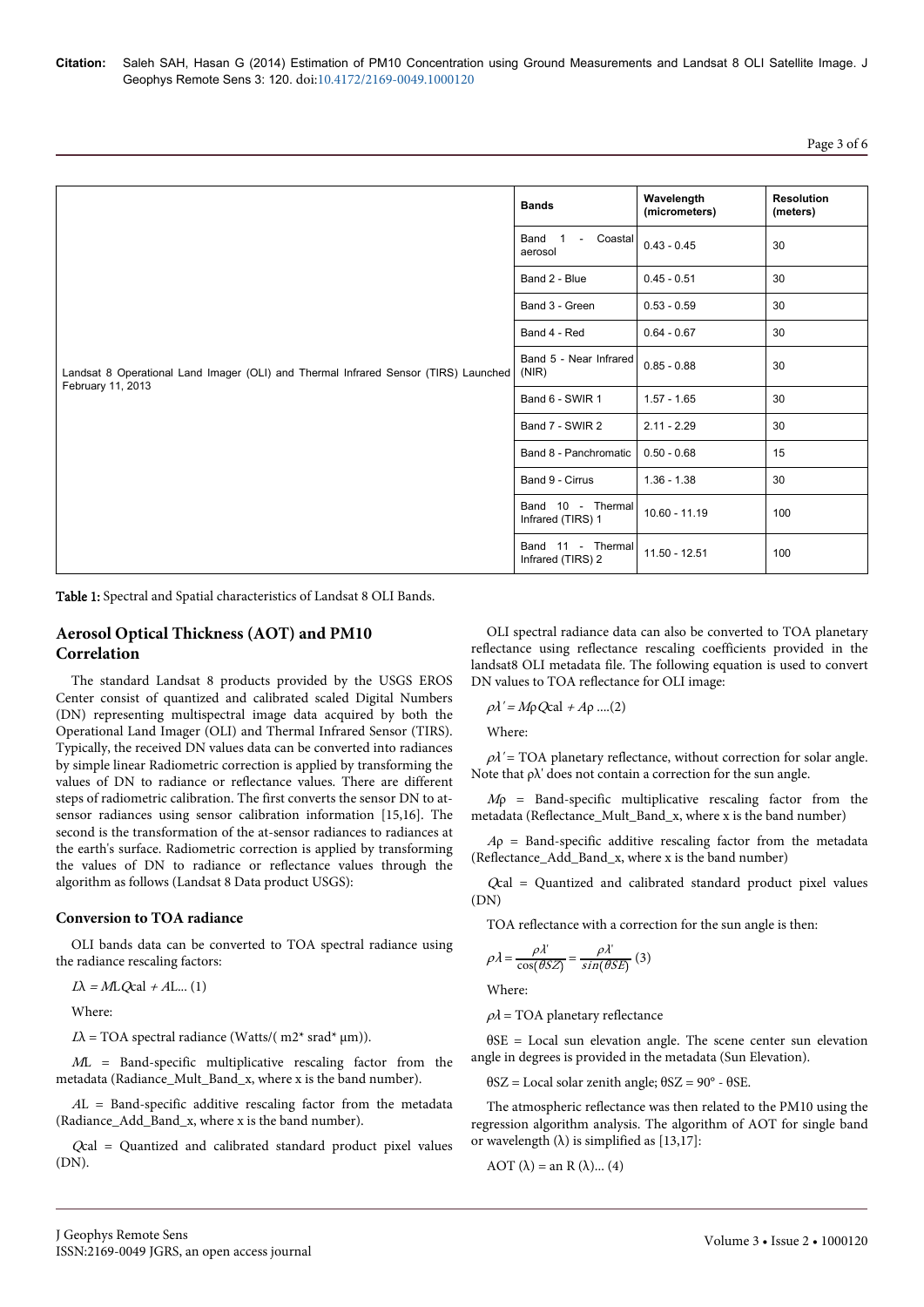| | Bands | Wavelength (micrometers) | Resolution (meters) |
|---|---|---|---|
| Landsat 8 Operational Land Imager (OLI) and Thermal Infrared Sensor (TIRS) Launched February 11, 2013 | Band 1 - Coastal aerosol | 0.43 - 0.45 | 30 |
| | Band 2 - Blue | 0.45 - 0.51 | 30 |
| | Band 3 - Green | 0.53 - 0.59 | 30 |
| | Band 4 - Red | 0.64 - 0.67 | 30 |
| | Band 5 - Near Infrared (NIR) | 0.85 - 0.88 | 30 |
| | Band 6 - SWIR 1 | 1.57 - 1.65 | 30 |
| | Band 7 - SWIR 2 | 2.11 - 2.29 | 30 |
| | Band 8 - Panchromatic | 0.50 - 0.68 | 15 |
| | Band 9 - Cirrus | 1.36 - 1.38 | 30 |
| | Band 10 - Thermal Infrared (TIRS) 1 | 10.60 - 11.19 | 100 |
| | Band 11 - Thermal Infrared (TIRS) 2 | 11.50 - 12.51 | 100 |

**Table 1:** Spectral and Spatial characteristics of Landsat 8 OLI Bands.

## Aerosol Optical Thickness (AOT) and PM10 Correlation

The standard Landsat 8 products provided by the USGS EROS Center consist of quantized and calibrated scaled Digital Numbers (DN) representing multispectral image data acquired by both the Operational Land Imager (OLI) and Thermal Infrared Sensor (TIRS). Typically, the received DN values data can be converted into radiances by simple linear Radiometric correction is applied by transforming the values of DN to radiance or reflectance values. There are different steps of radiometric calibration. The first converts the sensor DN to at-sensor radiances using sensor calibration information [15,16]. The second is the transformation of the at-sensor radiances to radiances at the earth's surface. Radiometric correction is applied by transforming the values of DN to radiance or reflectance values through the algorithm as follows (Landsat 8 Data product USGS):

### Conversion to TOA radiance

OLI bands data can be converted to TOA spectral radiance using the radiance rescaling factors:

$L\lambda = M_L Q_{cal} + A_L$... (1)

Where:

$L\lambda$ = TOA spectral radiance (Watts/( m2* srad* μm)).

$M_L$ = Band-specific multiplicative rescaling factor from the metadata (Radiance_Mult_Band_x, where x is the band number).

$A_L$ = Band-specific additive rescaling factor from the metadata (Radiance_Add_Band_x, where x is the band number).

$Q_{cal}$ = Quantized and calibrated standard product pixel values (DN).

OLI spectral radiance data can also be converted to TOA planetary reflectance using reflectance rescaling coefficients provided in the landsat8 OLI metadata file. The following equation is used to convert DN values to TOA reflectance for OLI image:

$\rho\lambda' = M_\rho Q_{cal} + A_\rho$ ....(2)

Where:

$\rho\lambda'$ = TOA planetary reflectance, without correction for solar angle. Note that ρλ' does not contain a correction for the sun angle.

$M_\rho$ = Band-specific multiplicative rescaling factor from the metadata (Reflectance_Mult_Band_x, where x is the band number)

$A_\rho$ = Band-specific additive rescaling factor from the metadata (Reflectance_Add_Band_x, where x is the band number)

$Q_{cal}$ = Quantized and calibrated standard product pixel values (DN)

TOA reflectance with a correction for the sun angle is then:

$$\rho\lambda = \frac{\rho\lambda'}{\cos(\theta SZ)} = \frac{\rho\lambda'}{\sin(\theta SE)} \quad (3)$$

Where:

$\rho\lambda$ = TOA planetary reflectance

θSE = Local sun elevation angle. The scene center sun elevation angle in degrees is provided in the metadata (Sun Elevation).

θSZ = Local solar zenith angle; θSZ = 90° - θSE.

The atmospheric reflectance was then related to the PM10 using the regression algorithm analysis. The algorithm of AOT for single band or wavelength (λ) is simplified as [13,17]:

AOT (λ) = an R (λ)... (4)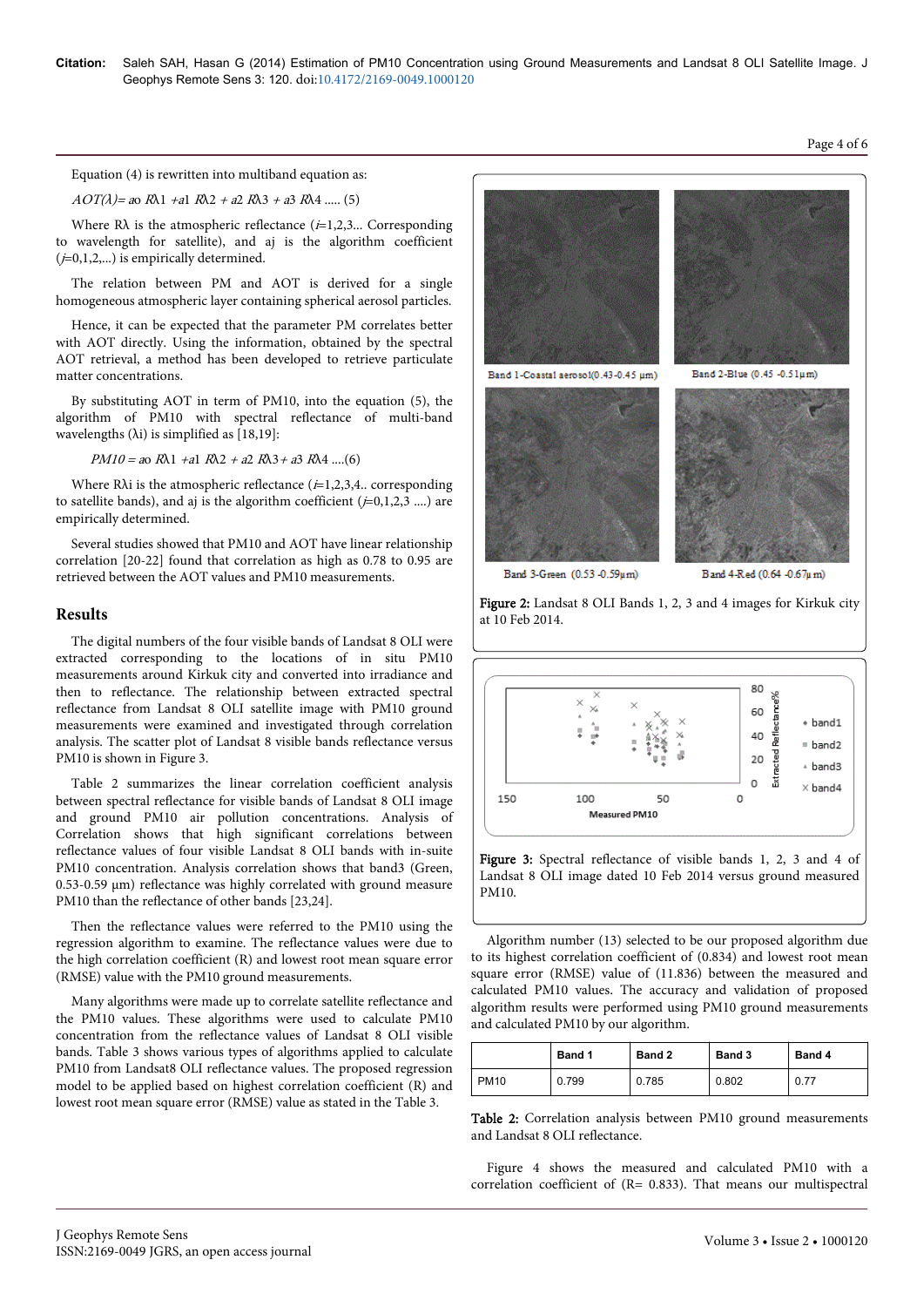Equation (4) is rewritten into multiband equation as:

$$AOT(\lambda) = a_0 R\lambda_1 + a_1 R\lambda_2 + a_2 R\lambda_3 + a_3 R\lambda_4 \quad (5)$$

Where Rλ is the atmospheric reflectance ($i$=1,2,3... Corresponding to wavelength for satellite), and aj is the algorithm coefficient ($j$=0,1,2,...) is empirically determined.

The relation between PM and AOT is derived for a single homogeneous atmospheric layer containing spherical aerosol particles.

Hence, it can be expected that the parameter PM correlates better with AOT directly. Using the information, obtained by the spectral AOT retrieval, a method has been developed to retrieve particulate matter concentrations.

By substituting AOT in term of PM10, into the equation (5), the algorithm of PM10 with spectral reflectance of multi-band wavelengths (λi) is simplified as [18,19]:

$$PM10 = a_0 R\lambda_1 + a_1 R\lambda_2 + a_2 R\lambda_3 + a_3 R\lambda_4 \quad (6)$$

Where Rλi is the atmospheric reflectance ($i$=1,2,3,4.. corresponding to satellite bands), and aj is the algorithm coefficient ($j$=0,1,2,3 ....) are empirically determined.

Several studies showed that PM10 and AOT have linear relationship correlation [20-22] found that correlation as high as 0.78 to 0.95 are retrieved between the AOT values and PM10 measurements.

## Results

The digital numbers of the four visible bands of Landsat 8 OLI were extracted corresponding to the locations of in situ PM10 measurements around Kirkuk city and converted into irradiance and then to reflectance. The relationship between extracted spectral reflectance from Landsat 8 OLI satellite image with PM10 ground measurements were examined and investigated through correlation analysis. The scatter plot of Landsat 8 visible bands reflectance versus PM10 is shown in Figure 3.

Table 2 summarizes the linear correlation coefficient analysis between spectral reflectance for visible bands of Landsat 8 OLI image and ground PM10 air pollution concentrations. Analysis of Correlation shows that high significant correlations between reflectance values of four visible Landsat 8 OLI bands with in-suite PM10 concentration. Analysis correlation shows that band3 (Green, 0.53-0.59 μm) reflectance was highly correlated with ground measure PM10 than the reflectance of other bands [23,24].

Then the reflectance values were referred to the PM10 using the regression algorithm to examine. The reflectance values were due to the high correlation coefficient (R) and lowest root mean square error (RMSE) value with the PM10 ground measurements.

Many algorithms were made up to correlate satellite reflectance and the PM10 values. These algorithms were used to calculate PM10 concentration from the reflectance values of Landsat 8 OLI visible bands. Table 3 shows various types of algorithms applied to calculate PM10 from Landsat8 OLI reflectance values. The proposed regression model to be applied based on highest correlation coefficient (R) and lowest root mean square error (RMSE) value as stated in the Table 3.

**Figure 2:** Landsat 8 OLI Bands 1, 2, 3 and 4 images for Kirkuk city at 10 Feb 2014.

**Figure 3:** Spectral reflectance of visible bands 1, 2, 3 and 4 of Landsat 8 OLI image dated 10 Feb 2014 versus ground measured PM10.

Algorithm number (13) selected to be our proposed algorithm due to its highest correlation coefficient of (0.834) and lowest root mean square error (RMSE) value of (11.836) between the measured and calculated PM10 values. The accuracy and validation of proposed algorithm results were performed using PM10 ground measurements and calculated PM10 by our algorithm.

| | Band 1 | Band 2 | Band 3 | Band 4 |
|---|---|---|---|---|
| PM10 | 0.799 | 0.785 | 0.802 | 0.77 |

**Table 2:** Correlation analysis between PM10 ground measurements and Landsat 8 OLI reflectance.

Figure 4 shows the measured and calculated PM10 with a correlation coefficient of (R= 0.833). That means our multispectral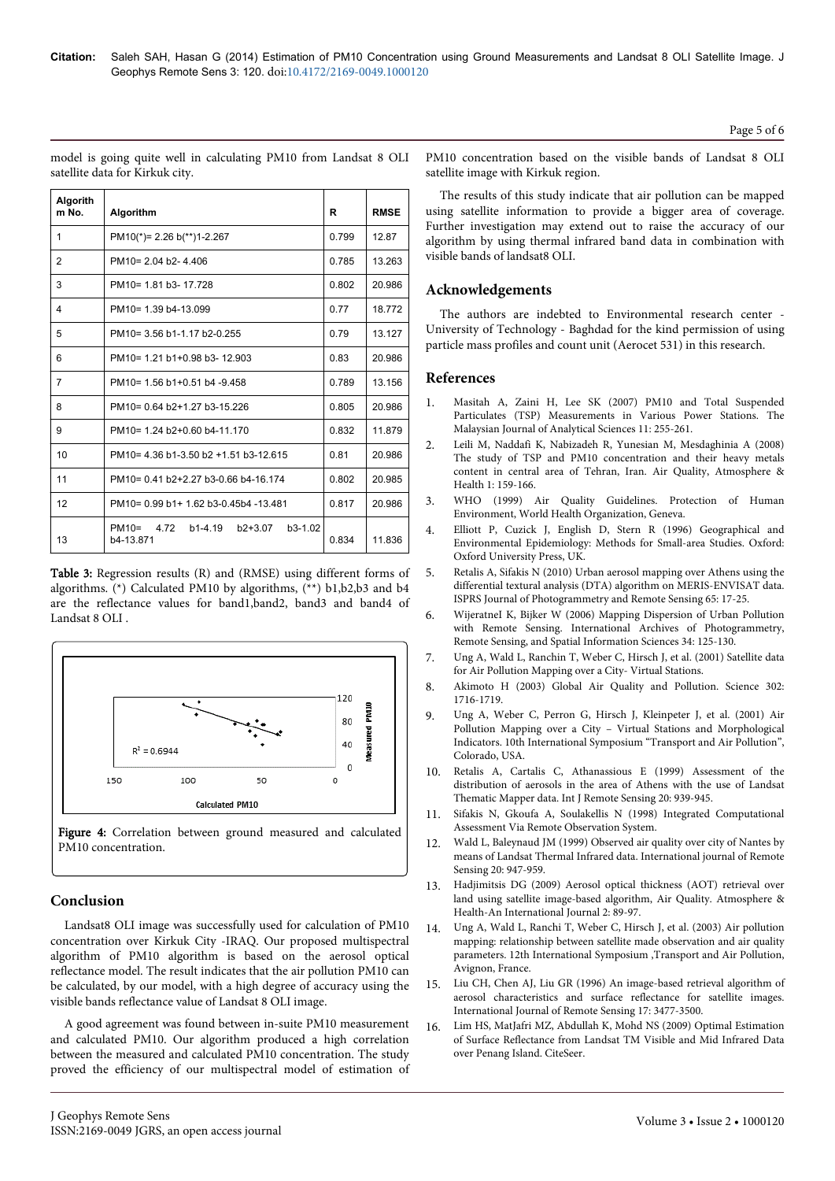model is going quite well in calculating PM10 from Landsat 8 OLI satellite data for Kirkuk city.

| Algorithm No. | Algorithm | R | RMSE |
|---|---|---|---|
| 1 | PM10(*)= 2.26 b(**)1-2.267 | 0.799 | 12.87 |
| 2 | PM10= 2.04 b2- 4.406 | 0.785 | 13.263 |
| 3 | PM10= 1.81 b3- 17.728 | 0.802 | 20.986 |
| 4 | PM10= 1.39 b4-13.099 | 0.77 | 18.772 |
| 5 | PM10= 3.56 b1-1.17 b2-0.255 | 0.79 | 13.127 |
| 6 | PM10= 1.21 b1+0.98 b3- 12.903 | 0.83 | 20.986 |
| 7 | PM10= 1.56 b1+0.51 b4 -9.458 | 0.789 | 13.156 |
| 8 | PM10= 0.64 b2+1.27 b3-15.226 | 0.805 | 20.986 |
| 9 | PM10= 1.24 b2+0.60 b4-11.170 | 0.832 | 11.879 |
| 10 | PM10= 4.36 b1-3.50 b2 +1.51 b3-12.615 | 0.81 | 20.986 |
| 11 | PM10= 0.41 b2+2.27 b3-0.66 b4-16.174 | 0.802 | 20.985 |
| 12 | PM10= 0.99 b1+ 1.62 b3-0.45b4 -13.481 | 0.817 | 20.986 |
| 13 | PM10= 4.72 b1-4.19 b2+3.07 b3-1.02 b4-13.871 | 0.834 | 11.836 |

**Table 3:** Regression results (R) and (RMSE) using different forms of algorithms. (*) Calculated PM10 by algorithms, (**) b1,b2,b3 and b4 are the reflectance values for band1,band2, band3 and band4 of Landsat 8 OLI .

**Figure 4:** Correlation between ground measured and calculated PM10 concentration.

## Conclusion

Landsat8 OLI image was successfully used for calculation of PM10 concentration over Kirkuk City -IRAQ. Our proposed multispectral algorithm of PM10 algorithm is based on the aerosol optical reflectance model. The result indicates that the air pollution PM10 can be calculated, by our model, with a high degree of accuracy using the visible bands reflectance value of Landsat 8 OLI image.

A good agreement was found between in-suite PM10 measurement and calculated PM10. Our algorithm produced a high correlation between the measured and calculated PM10 concentration. The study proved the efficiency of our multispectral model of estimation of PM10 concentration based on the visible bands of Landsat 8 OLI satellite image with Kirkuk region.

The results of this study indicate that air pollution can be mapped using satellite information to provide a bigger area of coverage. Further investigation may extend out to raise the accuracy of our algorithm by using thermal infrared band data in combination with visible bands of landsat8 OLI.

## Acknowledgements

The authors are indebted to Environmental research center - University of Technology - Baghdad for the kind permission of using particle mass profiles and count unit (Aerocet 531) in this research.

## References

1. Masitah A, Zaini H, Lee SK (2007) PM10 and Total Suspended Particulates (TSP) Measurements in Various Power Stations. The Malaysian Journal of Analytical Sciences 11: 255-261.
2. Leili M, Naddafi K, Nabizadeh R, Yunesian M, Mesdaghinia A (2008) The study of TSP and PM10 concentration and their heavy metals content in central area of Tehran, Iran. Air Quality, Atmosphere & Health 1: 159-166.
3. WHO (1999) Air Quality Guidelines. Protection of Human Environment, World Health Organization, Geneva.
4. Elliott P, Cuzick J, English D, Stern R (1996) Geographical and Environmental Epidemiology: Methods for Small-area Studies. Oxford: Oxford University Press, UK.
5. Retalis A, Sifakis N (2010) Urban aerosol mapping over Athens using the differential textural analysis (DTA) algorithm on MERIS-ENVISAT data. ISPRS Journal of Photogrammetry and Remote Sensing 65: 17-25.
6. WijeratneI K, Bijker W (2006) Mapping Dispersion of Urban Pollution with Remote Sensing. International Archives of Photogrammetry, Remote Sensing, and Spatial Information Sciences 34: 125-130.
7. Ung A, Wald L, Ranchin T, Weber C, Hirsch J, et al. (2001) Satellite data for Air Pollution Mapping over a City- Virtual Stations.
8. Akimoto H (2003) Global Air Quality and Pollution. Science 302: 1716-1719.
9. Ung A, Weber C, Perron G, Hirsch J, Kleinpeter J, et al. (2001) Air Pollution Mapping over a City – Virtual Stations and Morphological Indicators. 10th International Symposium "Transport and Air Pollution", Colorado, USA.
10. Retalis A, Cartalis C, Athanassious E (1999) Assessment of the distribution of aerosols in the area of Athens with the use of Landsat Thematic Mapper data. Int J Remote Sensing 20: 939-945.
11. Sifakis N, Gkoufa A, Soulakellis N (1998) Integrated Computational Assessment Via Remote Observation System.
12. Wald L, Baleynaud JM (1999) Observed air quality over city of Nantes by means of Landsat Thermal Infrared data. International journal of Remote Sensing 20: 947-959.
13. Hadjimitsis DG (2009) Aerosol optical thickness (AOT) retrieval over land using satellite image-based algorithm, Air Quality. Atmosphere & Health-An International Journal 2: 89-97.
14. Ung A, Wald L, Ranchi T, Weber C, Hirsch J, et al. (2003) Air pollution mapping: relationship between satellite made observation and air quality parameters. 12th International Symposium ,Transport and Air Pollution, Avignon, France.
15. Liu CH, Chen AJ, Liu GR (1996) An image-based retrieval algorithm of aerosol characteristics and surface reflectance for satellite images. International Journal of Remote Sensing 17: 3477-3500.
16. Lim HS, MatJafri MZ, Abdullah K, Mohd NS (2009) Optimal Estimation of Surface Reflectance from Landsat TM Visible and Mid Infrared Data over Penang Island. CiteSeer.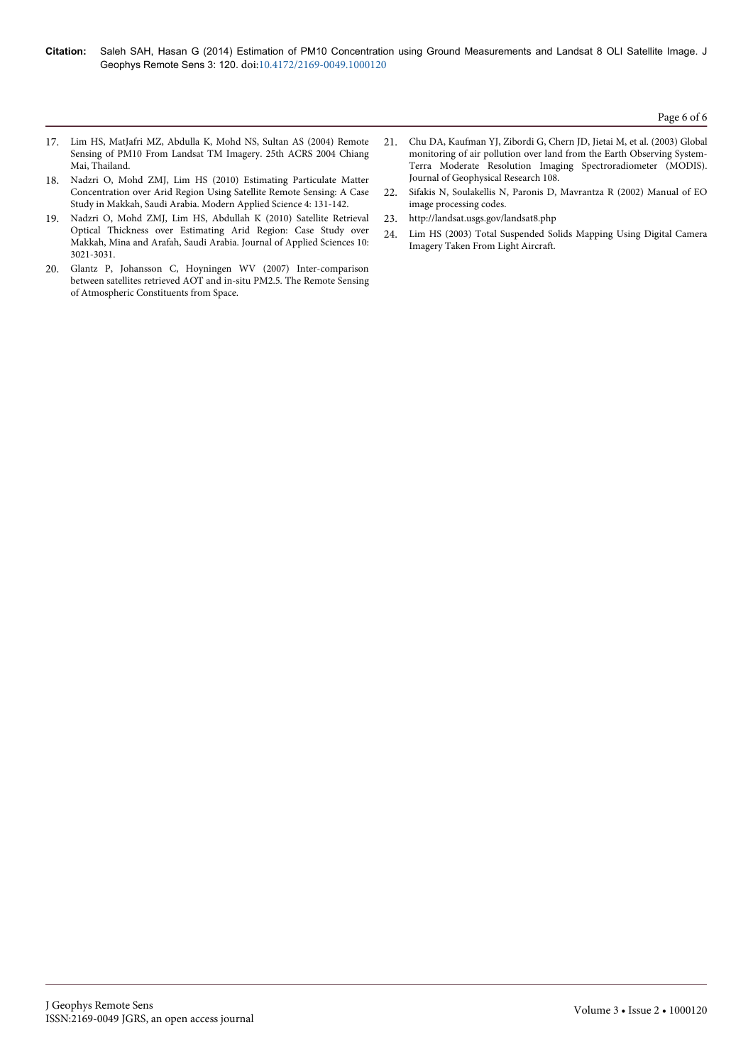17. Lim HS, MatJafri MZ, Abdulla K, Mohd NS, Sultan AS (2004) Remote Sensing of PM10 From Landsat TM Imagery. 25th ACRS 2004 Chiang Mai, Thailand.
18. Nadzri O, Mohd ZMJ, Lim HS (2010) Estimating Particulate Matter Concentration over Arid Region Using Satellite Remote Sensing: A Case Study in Makkah, Saudi Arabia. Modern Applied Science 4: 131-142.
19. Nadzri O, Mohd ZMJ, Lim HS, Abdullah K (2010) Satellite Retrieval Optical Thickness over Estimating Arid Region: Case Study over Makkah, Mina and Arafah, Saudi Arabia. Journal of Applied Sciences 10: 3021-3031.
20. Glantz P, Johansson C, Hoyningen WV (2007) Inter-comparison between satellites retrieved AOT and in-situ PM2.5. The Remote Sensing of Atmospheric Constituents from Space.
21. Chu DA, Kaufman YJ, Zibordi G, Chern JD, Jietai M, et al. (2003) Global monitoring of air pollution over land from the Earth Observing System-Terra Moderate Resolution Imaging Spectroradiometer (MODIS). Journal of Geophysical Research 108.
22. Sifakis N, Soulakellis N, Paronis D, Mavrantza R (2002) Manual of EO image processing codes.
23. http://landsat.usgs.gov/landsat8.php
24. Lim HS (2003) Total Suspended Solids Mapping Using Digital Camera Imagery Taken From Light Aircraft.